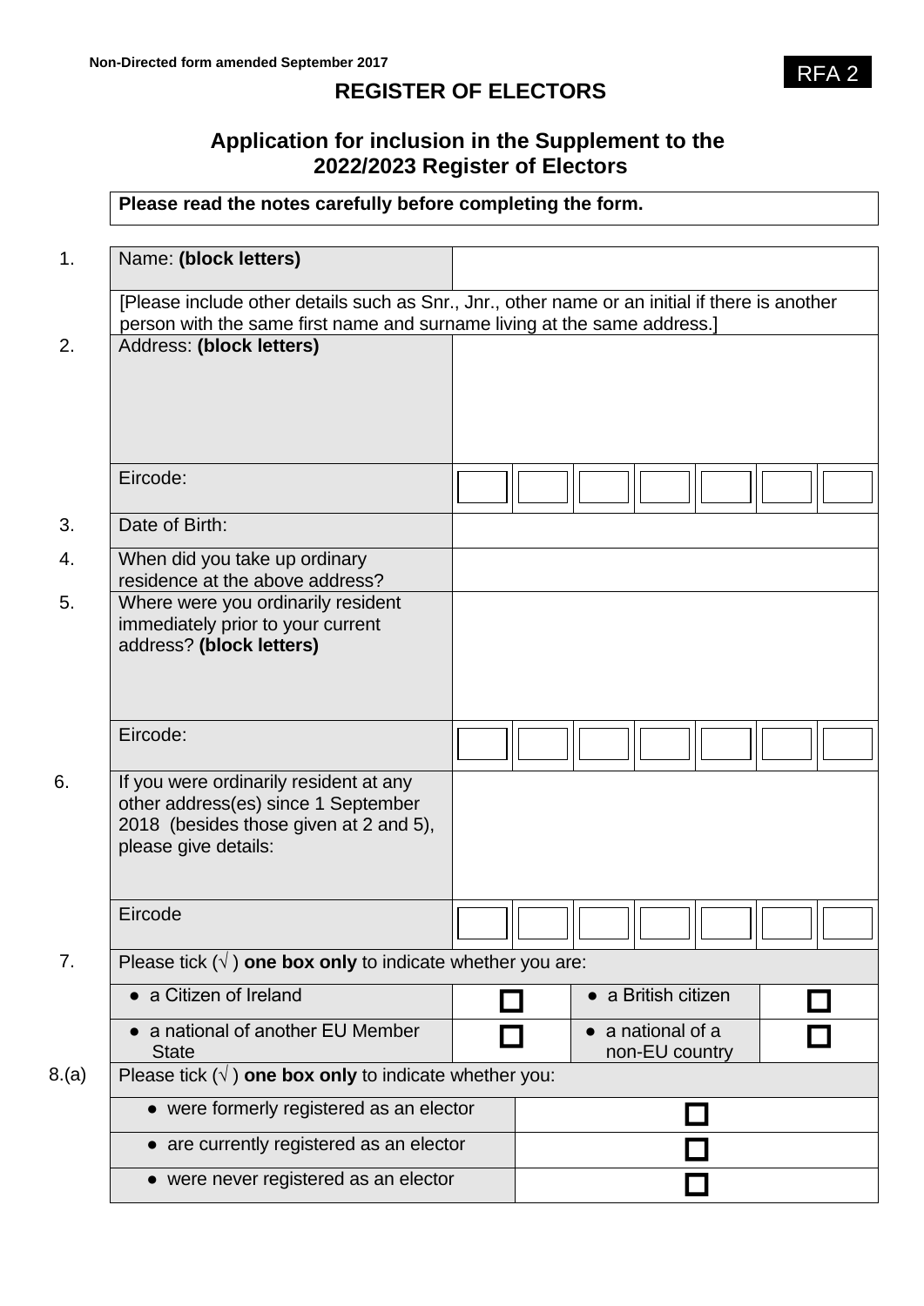Non-Directed form amended September 2017

RFA 2

# REGISTER OF ELECTORS

## Application for inclusion in the Supplement to the 2022/2023 Register of Electors

**Please read the notes carefully before completing the form.**

| | | |
|---|---|---|
| 1. | Name: **(block letters)** | |
| | [Please include other details such as Snr., Jnr., other name or an initial if there is another person with the same first name and surname living at the same address.] | |
| 2. | Address: **(block letters)** | |
| | Eircode: | ☐☐☐☐☐☐☐ |
| 3. | Date of Birth: | |
| 4. | When did you take up ordinary residence at the above address? | |
| 5. | Where were you ordinarily resident immediately prior to your current address? **(block letters)** | |
| | Eircode: | ☐☐☐☐☐☐☐ |
| 6. | If you were ordinarily resident at any other address(es) since 1 September 2018 (besides those given at 2 and 5), please give details: | |
| | Eircode | ☐☐☐☐☐☐☐ |

**7.** Please tick (√) **one box only** to indicate whether you are:

| | | | |
|---|---|---|---|
| • a Citizen of Ireland | ☐ | • a British citizen | ☐ |
| • a national of another EU Member State | ☐ | • a national of a non-EU country | ☐ |

**8.(a)** Please tick (√) **one box only** to indicate whether you:

| | |
|---|---|
| • were formerly registered as an elector | ☐ |
| • are currently registered as an elector | ☐ |
| • were never registered as an elector | ☐ |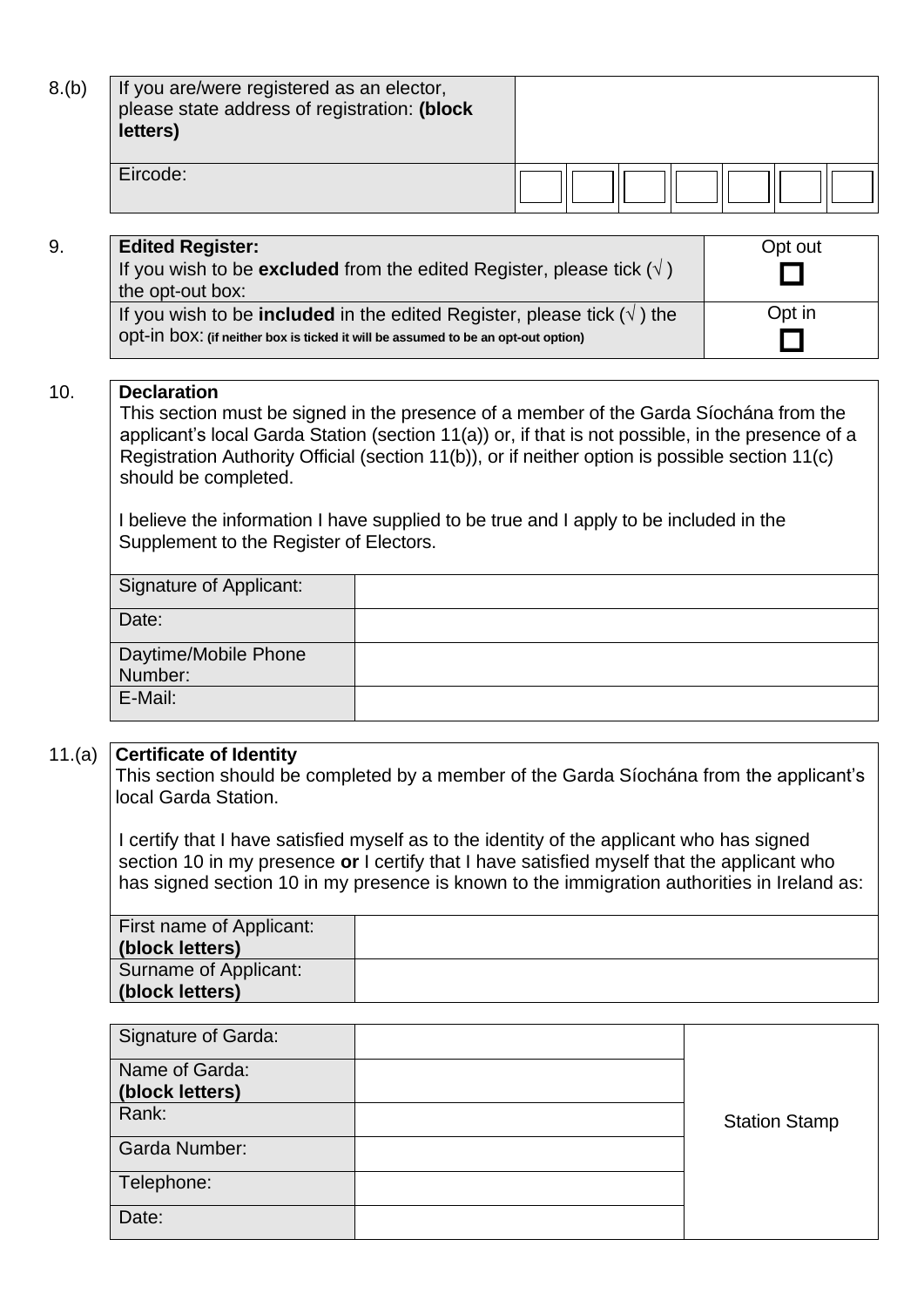8.(b)

| If you are/were registered as an elector, please state address of registration: **(block letters)** | | | | | | | |
|---|---|---|---|---|---|---|---|
| Eircode: | | | | | | | |

9.

| **Edited Register:** | |
|---|---|
| If you wish to be **excluded** from the edited Register, please tick (√ ) the opt-out box: | Opt out ☐ |
| If you wish to be **included** in the edited Register, please tick (√ ) the opt-in box: (if neither box is ticked it will be assumed to be an opt-out option) | Opt in ☐ |

10. **Declaration**

This section must be signed in the presence of a member of the Garda Síochána from the applicant's local Garda Station (section 11(a)) or, if that is not possible, in the presence of a Registration Authority Official (section 11(b)), or if neither option is possible section 11(c) should be completed.

I believe the information I have supplied to be true and I apply to be included in the Supplement to the Register of Electors.

| Signature of Applicant: | |
|---|---|
| Date: | |
| Daytime/Mobile Phone Number: | |
| E-Mail: | |

11.(a) **Certificate of Identity**

This section should be completed by a member of the Garda Síochána from the applicant's local Garda Station.

I certify that I have satisfied myself as to the identity of the applicant who has signed section 10 in my presence **or** I certify that I have satisfied myself that the applicant who has signed section 10 in my presence is known to the immigration authorities in Ireland as:

| First name of Applicant: **(block letters)** | |
|---|---|
| Surname of Applicant: **(block letters)** | |

| Signature of Garda: | | Station Stamp |
|---|---|---|
| Name of Garda: **(block letters)** | | |
| Rank: | | |
| Garda Number: | | |
| Telephone: | | |
| Date: | | |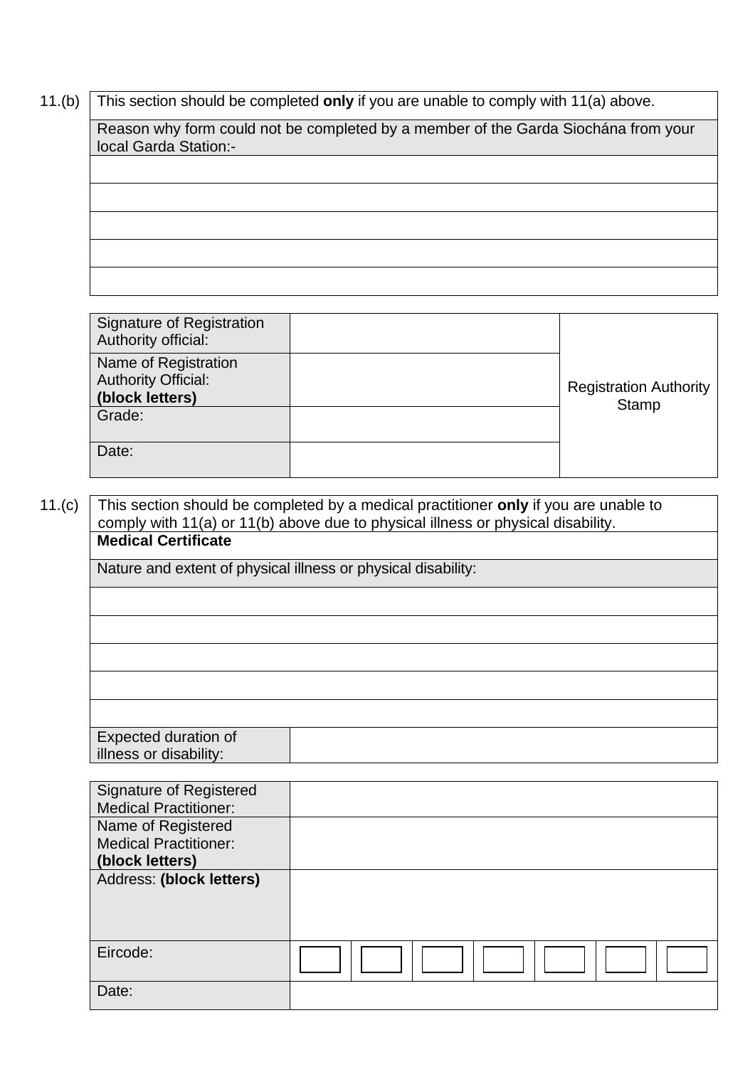**11.(b)**

| This section should be completed **only** if you are unable to comply with 11(a) above. |
|---|
| Reason why form could not be completed by a member of the Garda Siochána from your local Garda Station:- |
| |
| |
| |
| |
| |

| | | |
|---|---|---|
| Signature of Registration Authority official: | | Registration Authority Stamp |
| Name of Registration Authority Official: **(block letters)** | | |
| Grade: | | |
| Date: | | |

**11.(c)**

| This section should be completed by a medical practitioner **only** if you are unable to comply with 11(a) or 11(b) above due to physical illness or physical disability. | |
|---|---|
| **Medical Certificate** | |
| Nature and extent of physical illness or physical disability: | |
| | |
| | |
| | |
| | |
| | |
| Expected duration of illness or disability: | |

| | | | | | | | |
|---|---|---|---|---|---|---|---|
| Signature of Registered Medical Practitioner: | | | | | | | |
| Name of Registered Medical Practitioner: **(block letters)** | | | | | | | |
| Address: **(block letters)** | | | | | | | |
| Eircode: | | | | | | | |
| Date: | | | | | | | |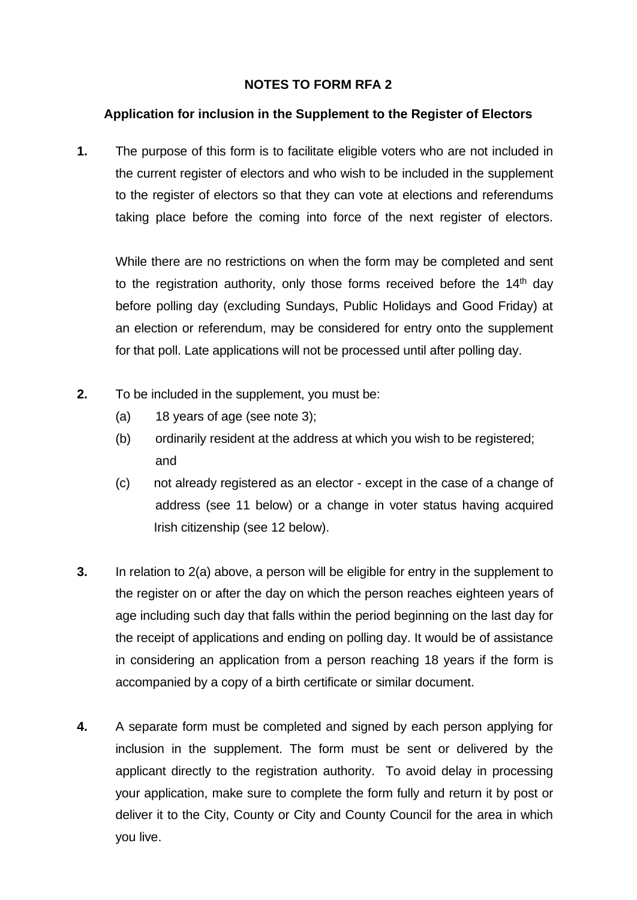## NOTES TO FORM RFA 2

### Application for inclusion in the Supplement to the Register of Electors

**1.** The purpose of this form is to facilitate eligible voters who are not included in the current register of electors and who wish to be included in the supplement to the register of electors so that they can vote at elections and referendums taking place before the coming into force of the next register of electors.

While there are no restrictions on when the form may be completed and sent to the registration authority, only those forms received before the 14th day before polling day (excluding Sundays, Public Holidays and Good Friday) at an election or referendum, may be considered for entry onto the supplement for that poll. Late applications will not be processed until after polling day.

**2.** To be included in the supplement, you must be:

(a) 18 years of age (see note 3);

(b) ordinarily resident at the address at which you wish to be registered; and

(c) not already registered as an elector - except in the case of a change of address (see 11 below) or a change in voter status having acquired Irish citizenship (see 12 below).

**3.** In relation to 2(a) above, a person will be eligible for entry in the supplement to the register on or after the day on which the person reaches eighteen years of age including such day that falls within the period beginning on the last day for the receipt of applications and ending on polling day. It would be of assistance in considering an application from a person reaching 18 years if the form is accompanied by a copy of a birth certificate or similar document.

**4.** A separate form must be completed and signed by each person applying for inclusion in the supplement. The form must be sent or delivered by the applicant directly to the registration authority. To avoid delay in processing your application, make sure to complete the form fully and return it by post or deliver it to the City, County or City and County Council for the area in which you live.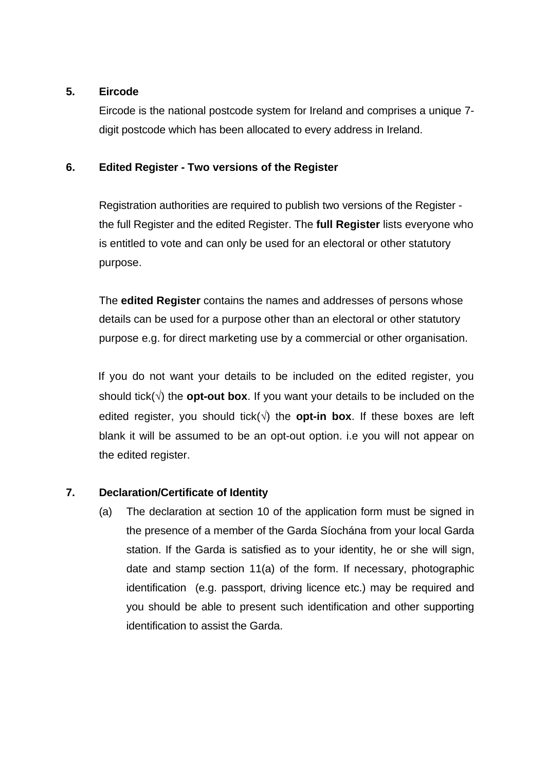**5. Eircode**

Eircode is the national postcode system for Ireland and comprises a unique 7-digit postcode which has been allocated to every address in Ireland.

**6. Edited Register - Two versions of the Register**

Registration authorities are required to publish two versions of the Register - the full Register and the edited Register. The **full Register** lists everyone who is entitled to vote and can only be used for an electoral or other statutory purpose.

The **edited Register** contains the names and addresses of persons whose details can be used for a purpose other than an electoral or other statutory purpose e.g. for direct marketing use by a commercial or other organisation.

If you do not want your details to be included on the edited register, you should tick(√) the **opt-out box**. If you want your details to be included on the edited register, you should tick(√) the **opt-in box**. If these boxes are left blank it will be assumed to be an opt-out option. i.e you will not appear on the edited register.

**7. Declaration/Certificate of Identity**

(a) The declaration at section 10 of the application form must be signed in the presence of a member of the Garda Síochána from your local Garda station. If the Garda is satisfied as to your identity, he or she will sign, date and stamp section 11(a) of the form. If necessary, photographic identification (e.g. passport, driving licence etc.) may be required and you should be able to present such identification and other supporting identification to assist the Garda.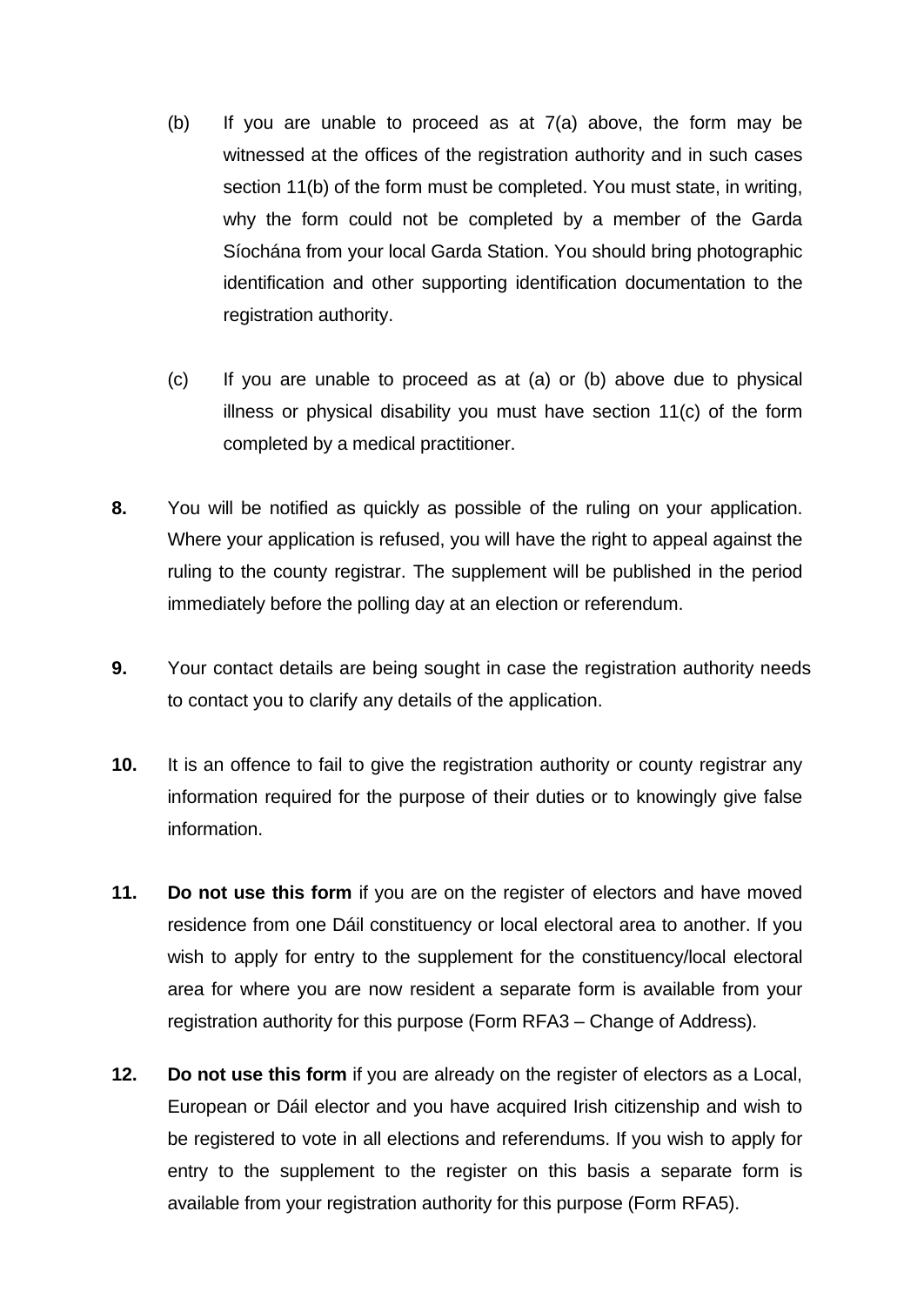(b) If you are unable to proceed as at 7(a) above, the form may be witnessed at the offices of the registration authority and in such cases section 11(b) of the form must be completed. You must state, in writing, why the form could not be completed by a member of the Garda Síochána from your local Garda Station. You should bring photographic identification and other supporting identification documentation to the registration authority.

(c) If you are unable to proceed as at (a) or (b) above due to physical illness or physical disability you must have section 11(c) of the form completed by a medical practitioner.

**8.** You will be notified as quickly as possible of the ruling on your application. Where your application is refused, you will have the right to appeal against the ruling to the county registrar. The supplement will be published in the period immediately before the polling day at an election or referendum.

**9.** Your contact details are being sought in case the registration authority needs to contact you to clarify any details of the application.

**10.** It is an offence to fail to give the registration authority or county registrar any information required for the purpose of their duties or to knowingly give false information.

**11.** **Do not use this form** if you are on the register of electors and have moved residence from one Dáil constituency or local electoral area to another. If you wish to apply for entry to the supplement for the constituency/local electoral area for where you are now resident a separate form is available from your registration authority for this purpose (Form RFA3 – Change of Address).

**12.** **Do not use this form** if you are already on the register of electors as a Local, European or Dáil elector and you have acquired Irish citizenship and wish to be registered to vote in all elections and referendums. If you wish to apply for entry to the supplement to the register on this basis a separate form is available from your registration authority for this purpose (Form RFA5).